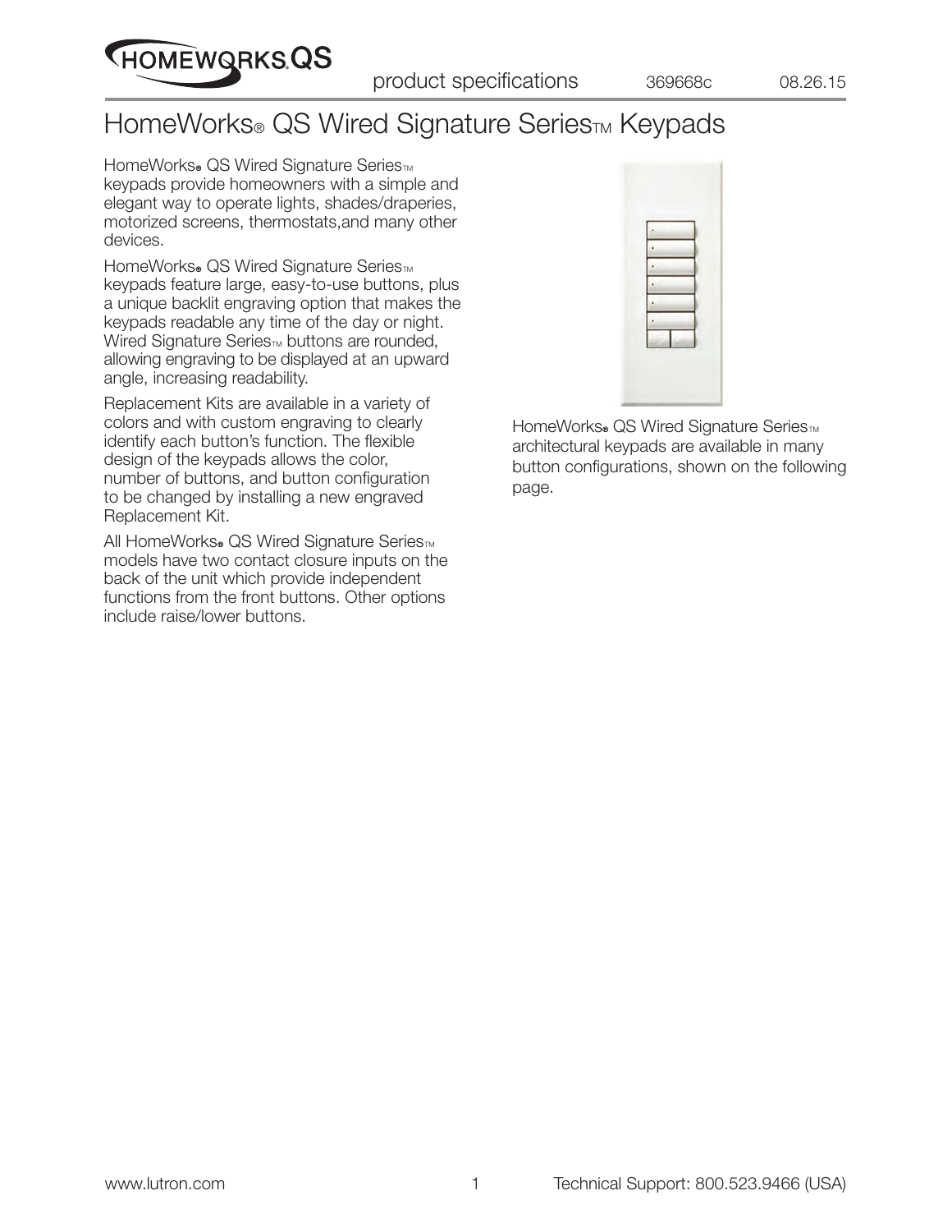# HomeWorks® QS Wired Signature Series™ Keypads

HomeWorks® QS Wired Signature Series™ keypads provide homeowners with a simple and elegant way to operate lights, shades/draperies, motorized screens, thermostats,and many other devices.

HomeWorks® QS Wired Signature Series™ keypads feature large, easy-to-use buttons, plus a unique backlit engraving option that makes the keypads readable any time of the day or night. Wired Signature Series™ buttons are rounded, allowing engraving to be displayed at an upward angle, increasing readability.

Replacement Kits are available in a variety of colors and with custom engraving to clearly identify each button's function. The flexible design of the keypads allows the color, number of buttons, and button configuration to be changed by installing a new engraved Replacement Kit.

All HomeWorks® QS Wired Signature Series™ models have two contact closure inputs on the back of the unit which provide independent functions from the front buttons. Other options include raise/lower buttons.

HomeWorks® QS Wired Signature Series™ architectural keypads are available in many button configurations, shown on the following page.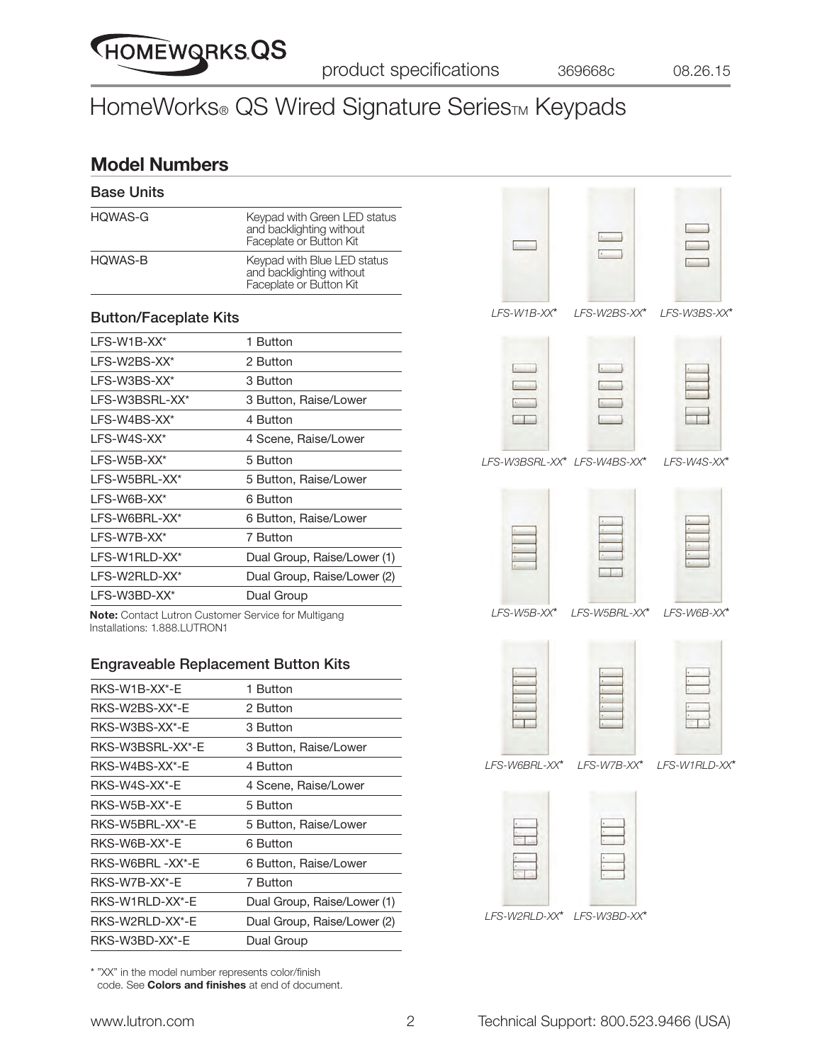# HomeWorks® QS Wired Signature Series™ Keypads

## Model Numbers

### Base Units

| | |
|---|---|
| HQWAS-G | Keypad with Green LED status and backlighting without Faceplate or Button Kit |
| HQWAS-B | Keypad with Blue LED status and backlighting without Faceplate or Button Kit |

### Button/Faceplate Kits

| | |
|---|---|
| LFS-W1B-XX* | 1 Button |
| LFS-W2BS-XX* | 2 Button |
| LFS-W3BS-XX* | 3 Button |
| LFS-W3BSRL-XX* | 3 Button, Raise/Lower |
| LFS-W4BS-XX* | 4 Button |
| LFS-W4S-XX* | 4 Scene, Raise/Lower |
| LFS-W5B-XX* | 5 Button |
| LFS-W5BRL-XX* | 5 Button, Raise/Lower |
| LFS-W6B-XX* | 6 Button |
| LFS-W6BRL-XX* | 6 Button, Raise/Lower |
| LFS-W7B-XX* | 7 Button |
| LFS-W1RLD-XX* | Dual Group, Raise/Lower (1) |
| LFS-W2RLD-XX* | Dual Group, Raise/Lower (2) |
| LFS-W3BD-XX* | Dual Group |

**Note:** Contact Lutron Customer Service for Multigang Installations: 1.888.LUTRON1

### Engraveable Replacement Button Kits

| | |
|---|---|
| RKS-W1B-XX*-E | 1 Button |
| RKS-W2BS-XX*-E | 2 Button |
| RKS-W3BS-XX*-E | 3 Button |
| RKS-W3BSRL-XX*-E | 3 Button, Raise/Lower |
| RKS-W4BS-XX*-E | 4 Button |
| RKS-W4S-XX*-E | 4 Scene, Raise/Lower |
| RKS-W5B-XX*-E | 5 Button |
| RKS-W5BRL-XX*-E | 5 Button, Raise/Lower |
| RKS-W6B-XX*-E | 6 Button |
| RKS-W6BRL -XX*-E | 6 Button, Raise/Lower |
| RKS-W7B-XX*-E | 7 Button |
| RKS-W1RLD-XX*-E | Dual Group, Raise/Lower (1) |
| RKS-W2RLD-XX*-E | Dual Group, Raise/Lower (2) |
| RKS-W3BD-XX*-E | Dual Group |

\* "XX" in the model number represents color/finish code. See **Colors and finishes** at end of document.

*LFS-W1B-XX** *LFS-W2BS-XX** *LFS-W3BS-XX**

*LFS-W3BSRL-XX** *LFS-W4BS-XX** *LFS-W4S-XX**

*LFS-W5B-XX** *LFS-W5BRL-XX** *LFS-W6B-XX**

*LFS-W6BRL-XX** *LFS-W7B-XX** *LFS-W1RLD-XX**

*LFS-W2RLD-XX** *LFS-W3BD-XX**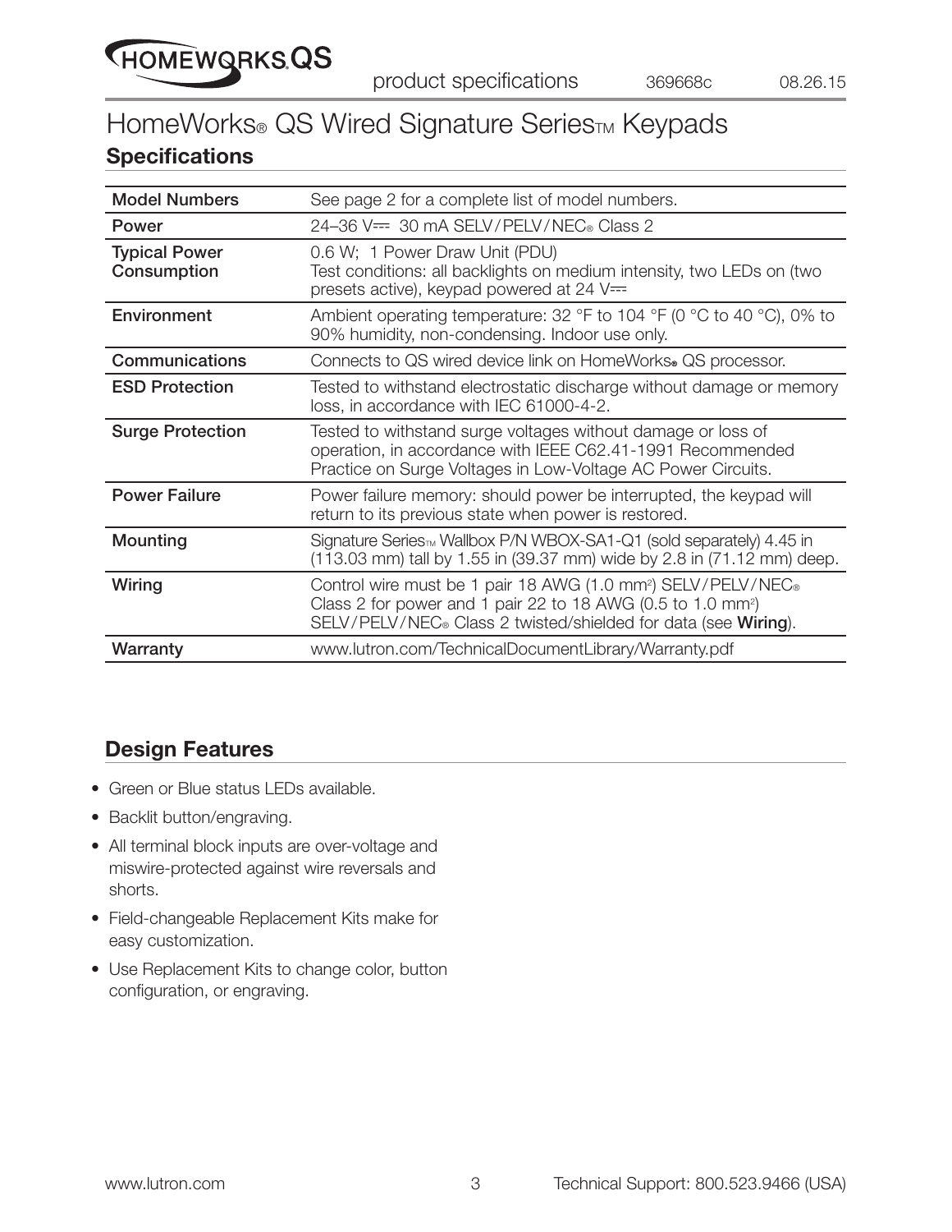# HomeWorks® QS Wired Signature Series™ Keypads

## Specifications

| | |
|---|---|
| **Model Numbers** | See page 2 for a complete list of model numbers. |
| **Power** | 24–36 V⎓ 30 mA SELV/PELV/NEC® Class 2 |
| **Typical Power Consumption** | 0.6 W; 1 Power Draw Unit (PDU)<br>Test conditions: all backlights on medium intensity, two LEDs on (two presets active), keypad powered at 24 V⎓ |
| **Environment** | Ambient operating temperature: 32 °F to 104 °F (0 °C to 40 °C), 0% to 90% humidity, non-condensing. Indoor use only. |
| **Communications** | Connects to QS wired device link on HomeWorks® QS processor. |
| **ESD Protection** | Tested to withstand electrostatic discharge without damage or memory loss, in accordance with IEC 61000-4-2. |
| **Surge Protection** | Tested to withstand surge voltages without damage or loss of operation, in accordance with IEEE C62.41-1991 Recommended Practice on Surge Voltages in Low-Voltage AC Power Circuits. |
| **Power Failure** | Power failure memory: should power be interrupted, the keypad will return to its previous state when power is restored. |
| **Mounting** | Signature Series™ Wallbox P/N WBOX-SA1-Q1 (sold separately) 4.45 in (113.03 mm) tall by 1.55 in (39.37 mm) wide by 2.8 in (71.12 mm) deep. |
| **Wiring** | Control wire must be 1 pair 18 AWG (1.0 mm²) SELV/PELV/NEC® Class 2 for power and 1 pair 22 to 18 AWG (0.5 to 1.0 mm²) SELV/PELV/NEC® Class 2 twisted/shielded for data (see **Wiring**). |
| **Warranty** | www.lutron.com/TechnicalDocumentLibrary/Warranty.pdf |

## Design Features

- Green or Blue status LEDs available.
- Backlit button/engraving.
- All terminal block inputs are over-voltage and miswire-protected against wire reversals and shorts.
- Field-changeable Replacement Kits make for easy customization.
- Use Replacement Kits to change color, button configuration, or engraving.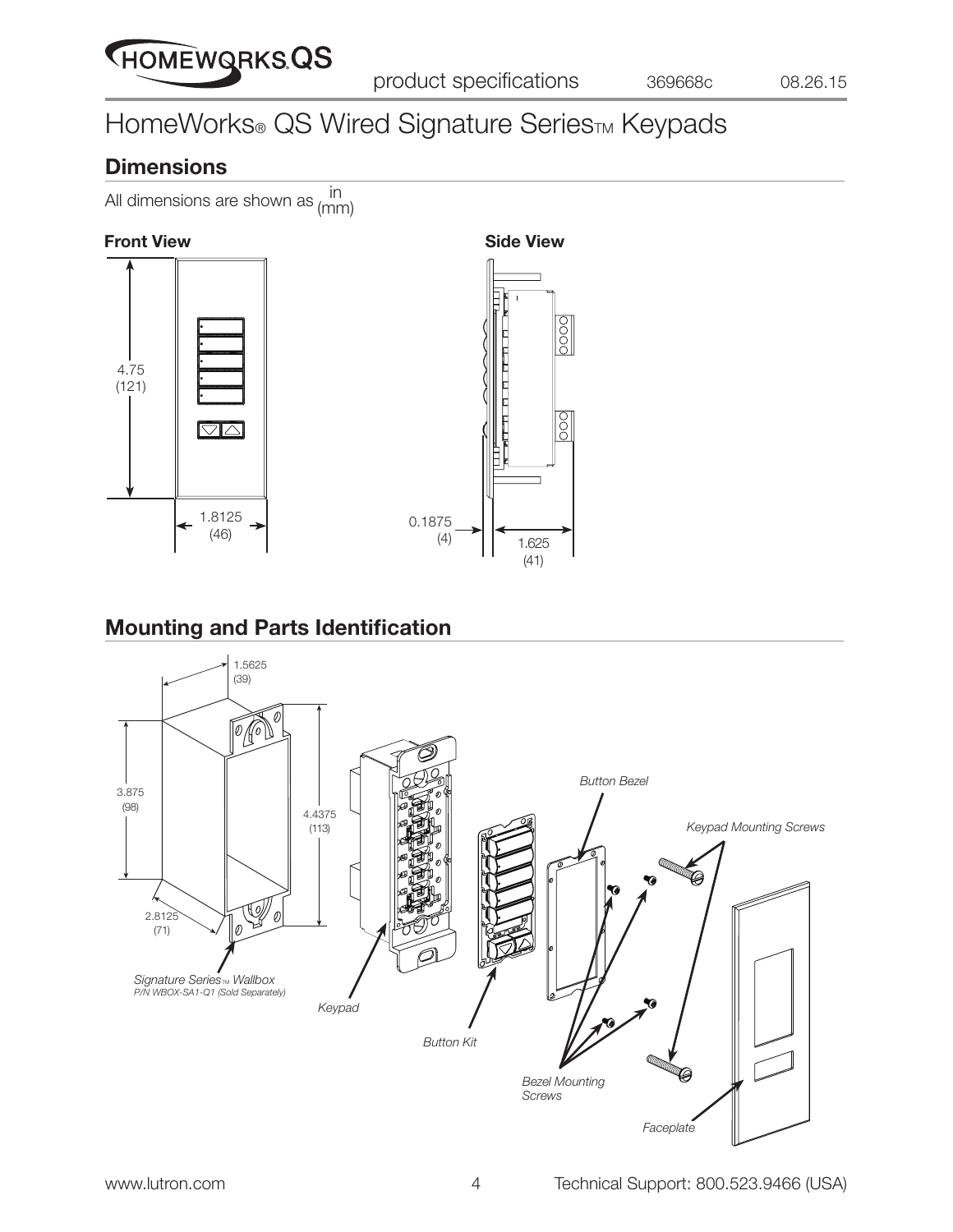# HomeWorks® QS Wired Signature Series™ Keypads

## Dimensions

All dimensions are shown as in / (mm)

**Front View**

4.75
(121)

1.8125
(46)

**Side View**

0.1875
(4)

1.625
(41)

## Mounting and Parts Identification

1.5625
(39)

3.875
(98)

4.4375
(113)

2.8125
(71)

*Signature Series™ Wallbox*
*P/N WBOX-SA1-Q1 (Sold Separately)*

*Keypad*

*Button Kit*

*Button Bezel*

*Bezel Mounting Screws*

*Keypad Mounting Screws*

*Faceplate*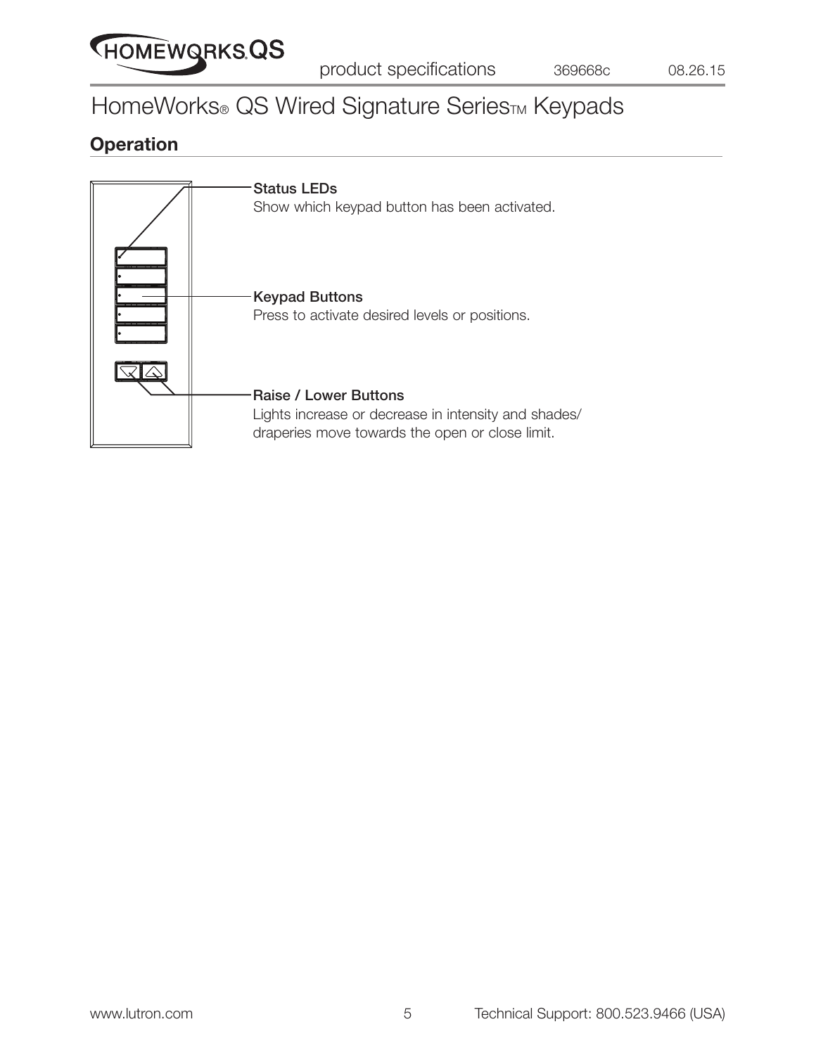# HomeWorks® QS Wired Signature Series™ Keypads

## Operation

**Status LEDs**
Show which keypad button has been activated.

**Keypad Buttons**
Press to activate desired levels or positions.

**Raise / Lower Buttons**
Lights increase or decrease in intensity and shades/draperies move towards the open or close limit.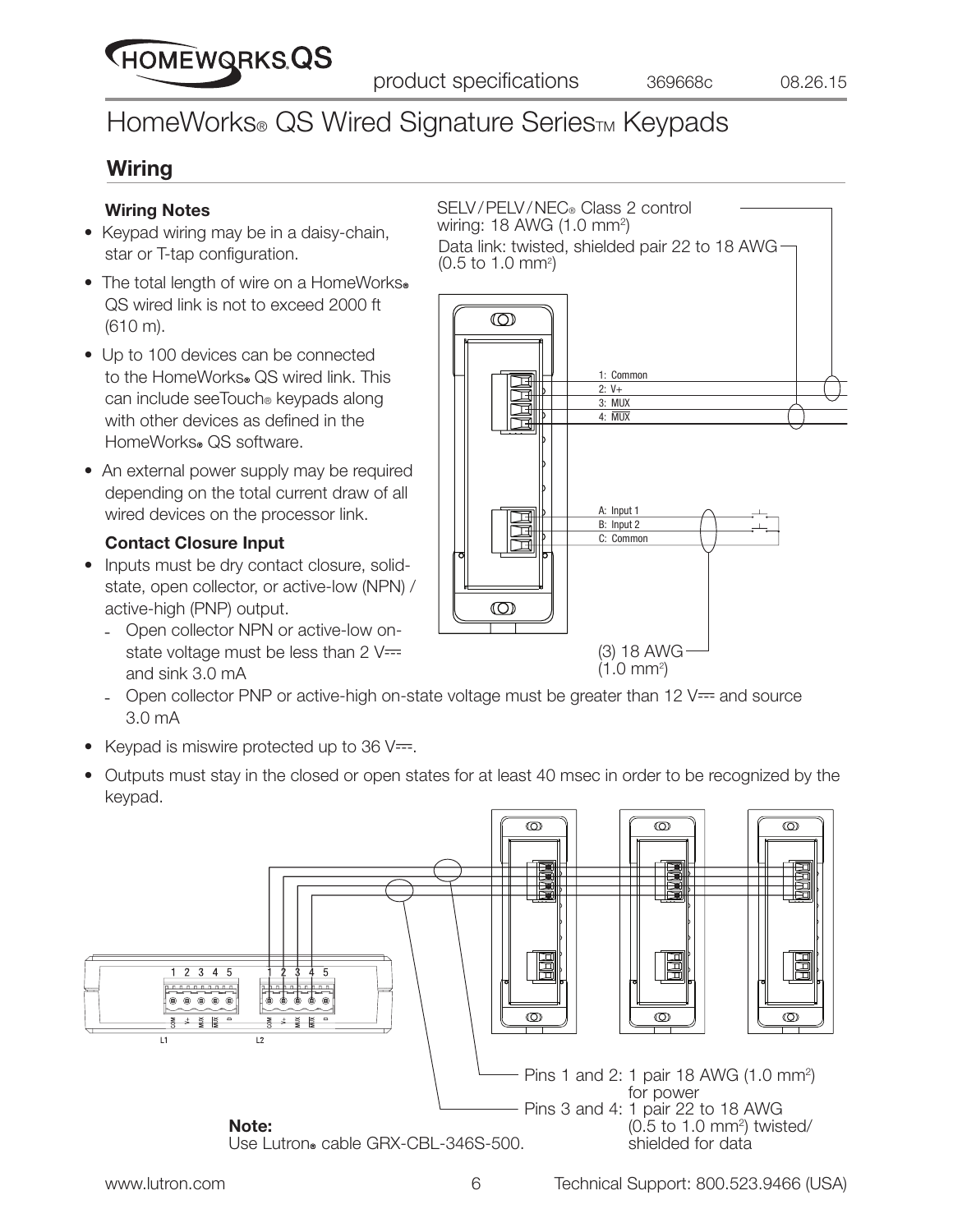# HomeWorks® QS Wired Signature Series™ Keypads

## Wiring

### Wiring Notes

- Keypad wiring may be in a daisy-chain, star or T-tap configuration.
- The total length of wire on a HomeWorks® QS wired link is not to exceed 2000 ft (610 m).
- Up to 100 devices can be connected to the HomeWorks® QS wired link. This can include seeTouch® keypads along with other devices as defined in the HomeWorks® QS software.
- An external power supply may be required depending on the total current draw of all wired devices on the processor link.

### Contact Closure Input

- Inputs must be dry contact closure, solid-state, open collector, or active-low (NPN) / active-high (PNP) output.
  - Open collector NPN or active-low on-state voltage must be less than 2 V⎓ and sink 3.0 mA
  - Open collector PNP or active-high on-state voltage must be greater than 12 V⎓ and source 3.0 mA
- Keypad is miswire protected up to 36 V⎓.
- Outputs must stay in the closed or open states for at least 40 msec in order to be recognized by the keypad.

SELV/PELV/NEC® Class 2 control wiring: 18 AWG (1.0 mm²)

Data link: twisted, shielded pair 22 to 18 AWG (0.5 to 1.0 mm²)

1: Common
2: V+
3: MUX
4: MUX

A: Input 1
B: Input 2
C: Common

(3) 18 AWG (1.0 mm²)

1 2 3 4 5
COM V+ MUX MUX D
L1

1 2 3 4 5
COM V+ MUX MUX D
L2

Pins 1 and 2: 1 pair 18 AWG (1.0 mm²) for power

Pins 3 and 4: 1 pair 22 to 18 AWG (0.5 to 1.0 mm²) twisted/shielded for data

**Note:**
Use Lutron® cable GRX-CBL-346S-500.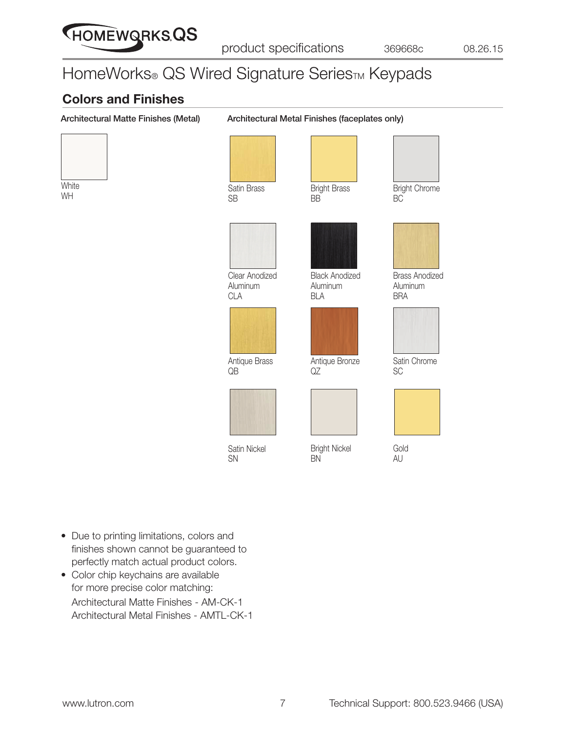# HomeWorks® QS Wired Signature Series™ Keypads

## Colors and Finishes

**Architectural Matte Finishes (Metal)**

White
WH

**Architectural Metal Finishes (faceplates only)**

Satin Brass
SB

Bright Brass
BB

Bright Chrome
BC

Clear Anodized Aluminum
CLA

Black Anodized Aluminum
BLA

Brass Anodized Aluminum
BRA

Antique Brass
QB

Antique Bronze
QZ

Satin Chrome
SC

Satin Nickel
SN

Bright Nickel
BN

Gold
AU

- Due to printing limitations, colors and finishes shown cannot be guaranteed to perfectly match actual product colors.
- Color chip keychains are available for more precise color matching:
  Architectural Matte Finishes - AM-CK-1
  Architectural Metal Finishes - AMTL-CK-1